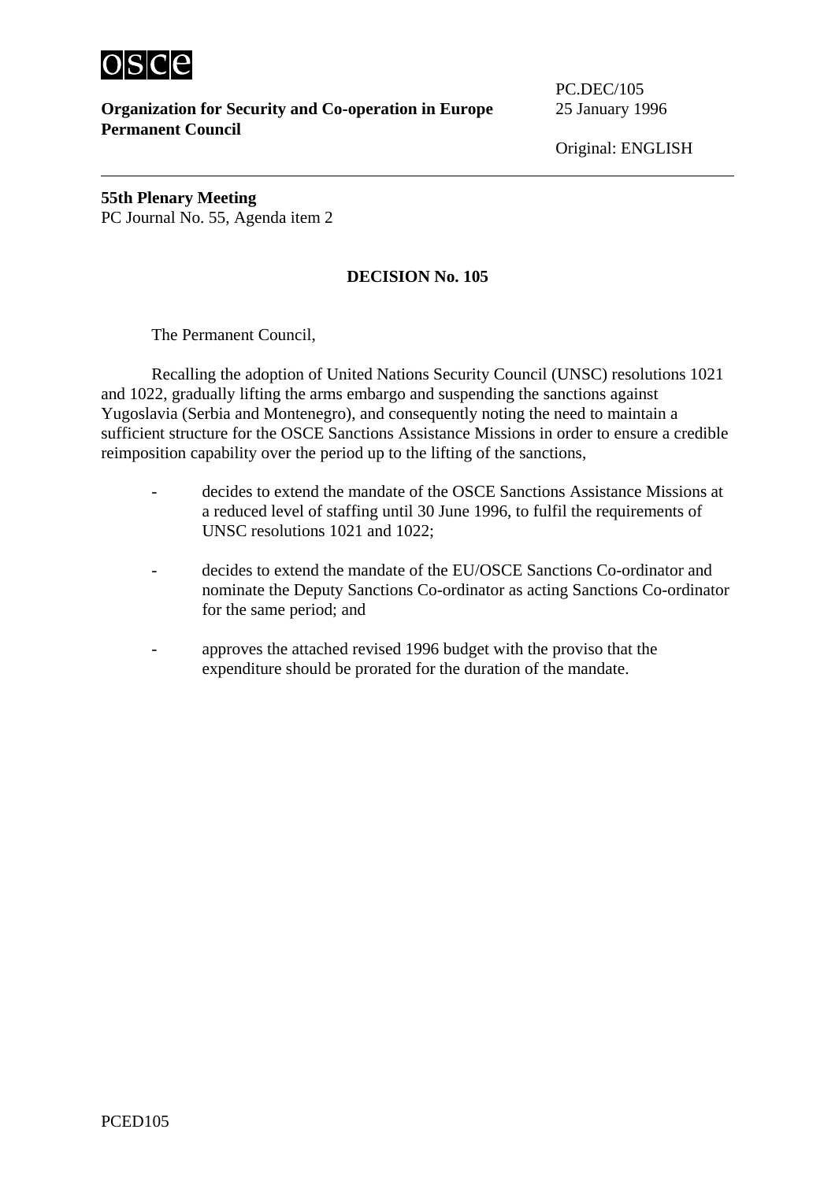**Organization for Security and Co-operation in Europe**
**Permanent Council**

PC.DEC/105
25 January 1996

Original: ENGLISH

**55th Plenary Meeting**
PC Journal No. 55, Agenda item 2

## DECISION No. 105

The Permanent Council,

Recalling the adoption of United Nations Security Council (UNSC) resolutions 1021 and 1022, gradually lifting the arms embargo and suspending the sanctions against Yugoslavia (Serbia and Montenegro), and consequently noting the need to maintain a sufficient structure for the OSCE Sanctions Assistance Missions in order to ensure a credible reimposition capability over the period up to the lifting of the sanctions,

- decides to extend the mandate of the OSCE Sanctions Assistance Missions at a reduced level of staffing until 30 June 1996, to fulfil the requirements of UNSC resolutions 1021 and 1022;

- decides to extend the mandate of the EU/OSCE Sanctions Co-ordinator and nominate the Deputy Sanctions Co-ordinator as acting Sanctions Co-ordinator for the same period; and

- approves the attached revised 1996 budget with the proviso that the expenditure should be prorated for the duration of the mandate.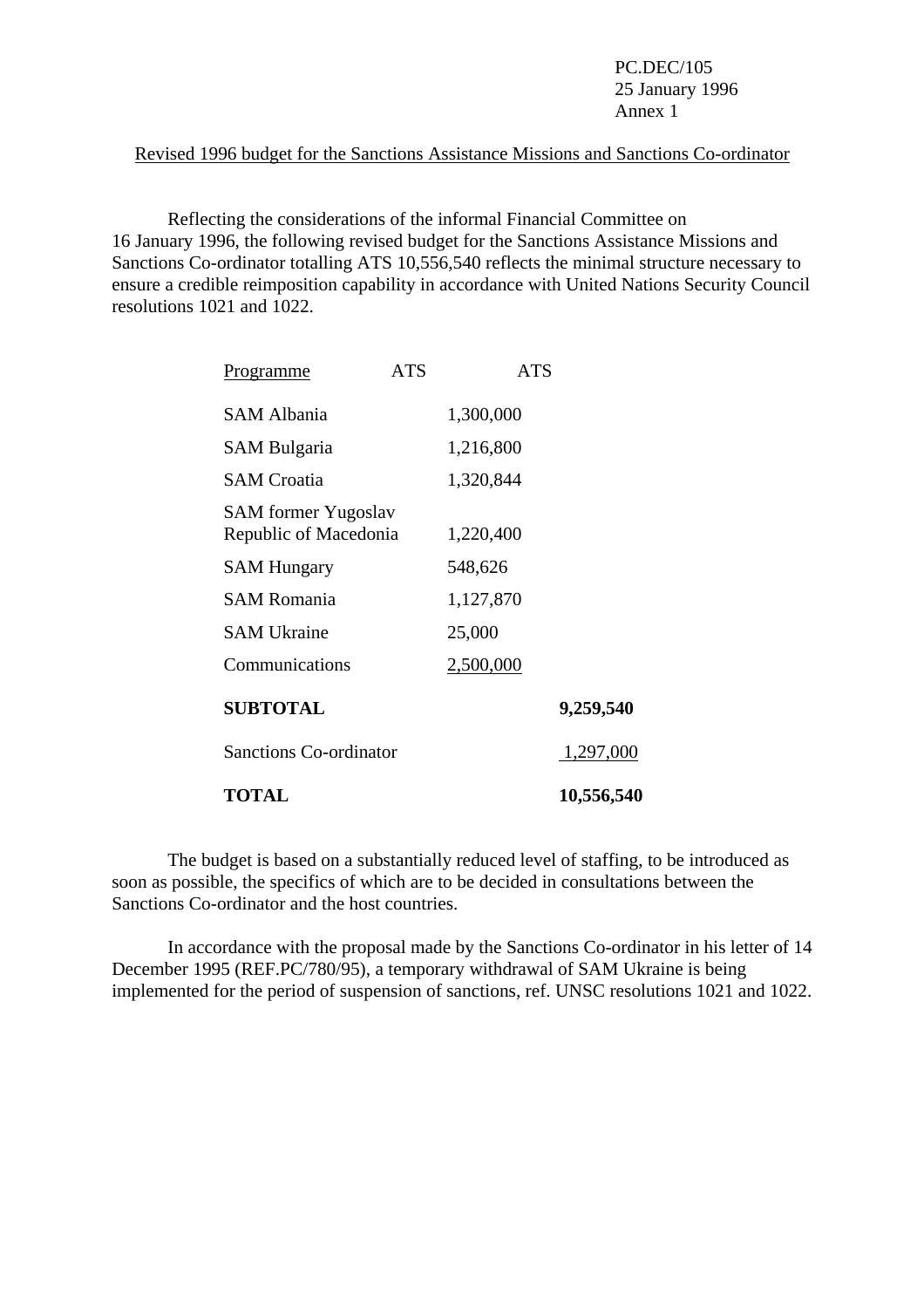PC.DEC/105
25 January 1996
Annex 1

Revised 1996 budget for the Sanctions Assistance Missions and Sanctions Co-ordinator

Reflecting the considerations of the informal Financial Committee on 16 January 1996, the following revised budget for the Sanctions Assistance Missions and Sanctions Co-ordinator totalling ATS 10,556,540 reflects the minimal structure necessary to ensure a credible reimposition capability in accordance with United Nations Security Council resolutions 1021 and 1022.

| Programme | ATS | ATS |
|---|---|---|
| SAM Albania | 1,300,000 | |
| SAM Bulgaria | 1,216,800 | |
| SAM Croatia | 1,320,844 | |
| SAM former Yugoslav Republic of Macedonia | 1,220,400 | |
| SAM Hungary | 548,626 | |
| SAM Romania | 1,127,870 | |
| SAM Ukraine | 25,000 | |
| Communications | 2,500,000 | |
| **SUBTOTAL** | | **9,259,540** |
| Sanctions Co-ordinator | | 1,297,000 |
| **TOTAL** | | **10,556,540** |

The budget is based on a substantially reduced level of staffing, to be introduced as soon as possible, the specifics of which are to be decided in consultations between the Sanctions Co-ordinator and the host countries.

In accordance with the proposal made by the Sanctions Co-ordinator in his letter of 14 December 1995 (REF.PC/780/95), a temporary withdrawal of SAM Ukraine is being implemented for the period of suspension of sanctions, ref. UNSC resolutions 1021 and 1022.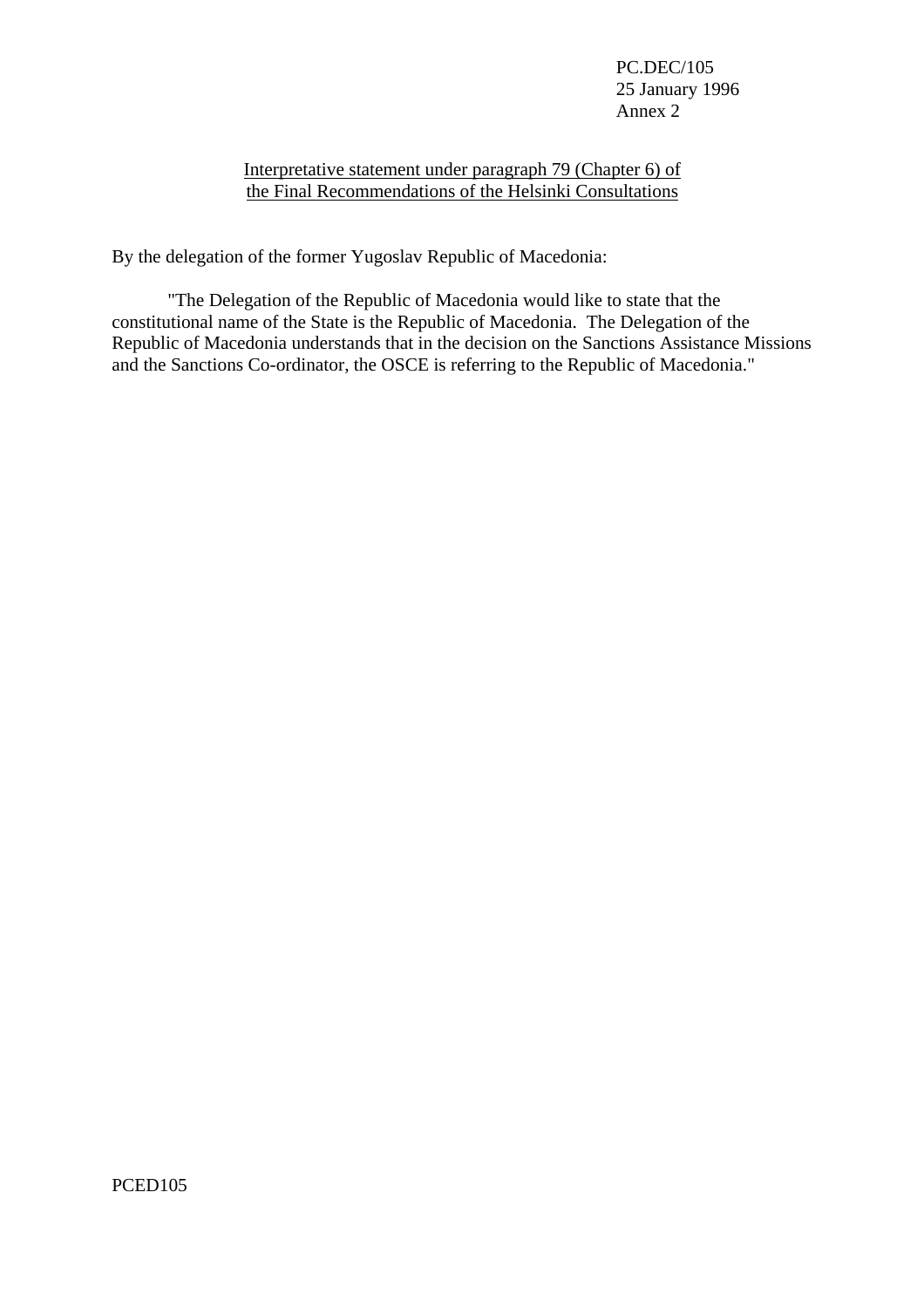PC.DEC/105
25 January 1996
Annex 2

Interpretative statement under paragraph 79 (Chapter 6) of the Final Recommendations of the Helsinki Consultations

By the delegation of the former Yugoslav Republic of Macedonia:

"The Delegation of the Republic of Macedonia would like to state that the constitutional name of the State is the Republic of Macedonia. The Delegation of the Republic of Macedonia understands that in the decision on the Sanctions Assistance Missions and the Sanctions Co-ordinator, the OSCE is referring to the Republic of Macedonia."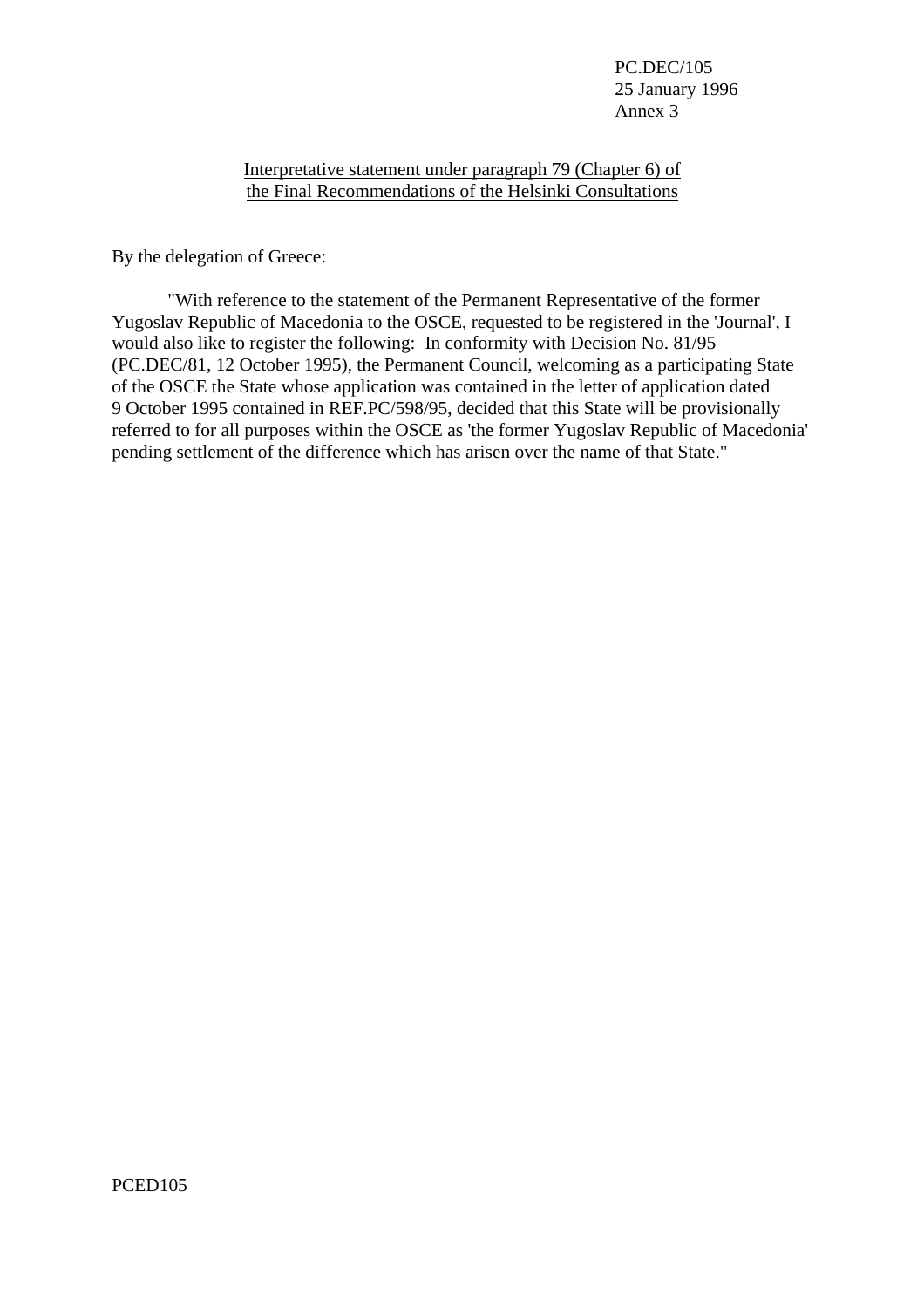PC.DEC/105
25 January 1996
Annex 3

Interpretative statement under paragraph 79 (Chapter 6) of the Final Recommendations of the Helsinki Consultations

By the delegation of Greece:

"With reference to the statement of the Permanent Representative of the former Yugoslav Republic of Macedonia to the OSCE, requested to be registered in the 'Journal', I would also like to register the following: In conformity with Decision No. 81/95 (PC.DEC/81, 12 October 1995), the Permanent Council, welcoming as a participating State of the OSCE the State whose application was contained in the letter of application dated 9 October 1995 contained in REF.PC/598/95, decided that this State will be provisionally referred to for all purposes within the OSCE as 'the former Yugoslav Republic of Macedonia' pending settlement of the difference which has arisen over the name of that State."